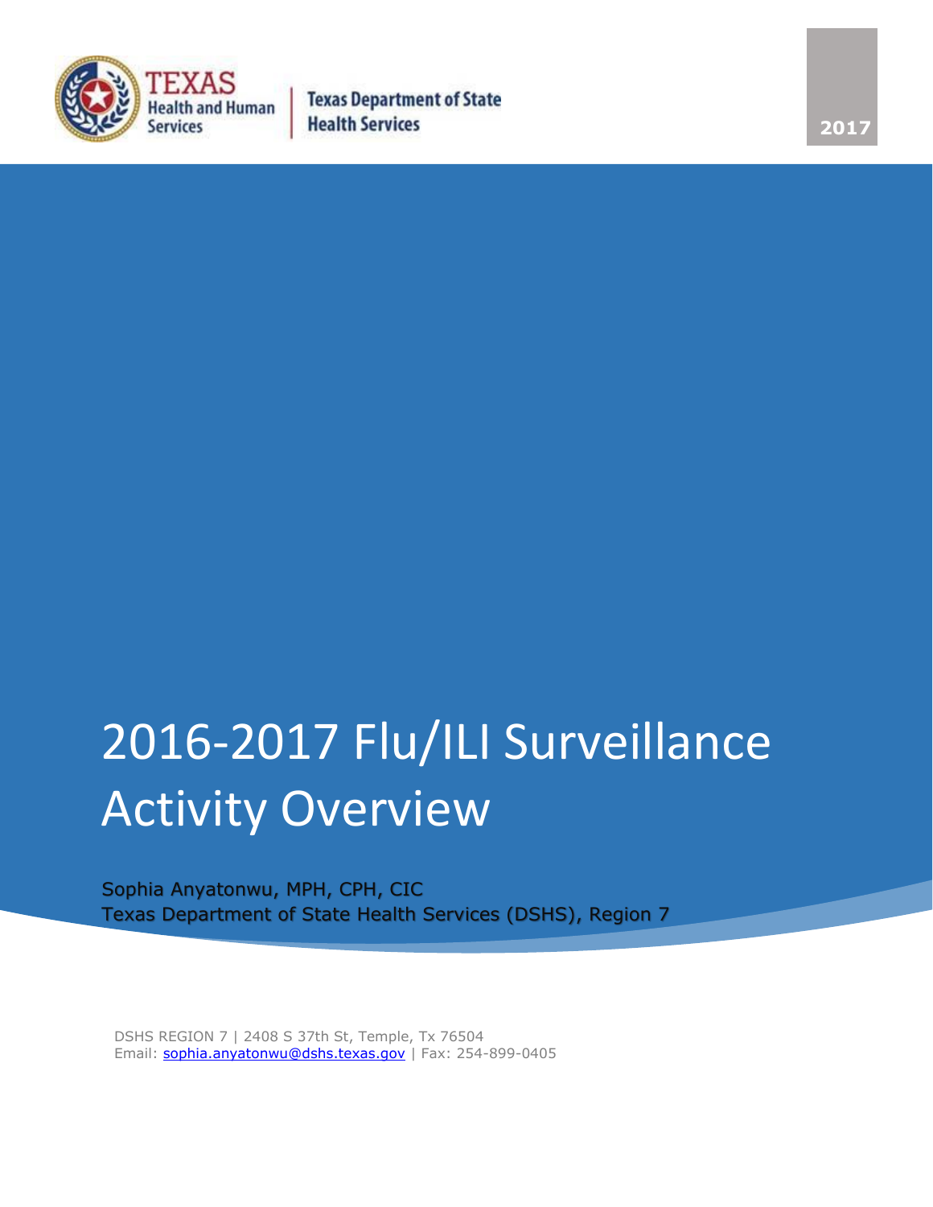Texas Health and Human Services | Texas Department of State Health Services

2017

# 2016-2017 Flu/ILI Surveillance Activity Overview

Sophia Anyatonwu, MPH, CPH, CIC
Texas Department of State Health Services (DSHS), Region 7

DSHS REGION 7 | 2408 S 37th St, Temple, Tx 76504
Email: sophia.anyatonwu@dshs.texas.gov | Fax: 254-899-0405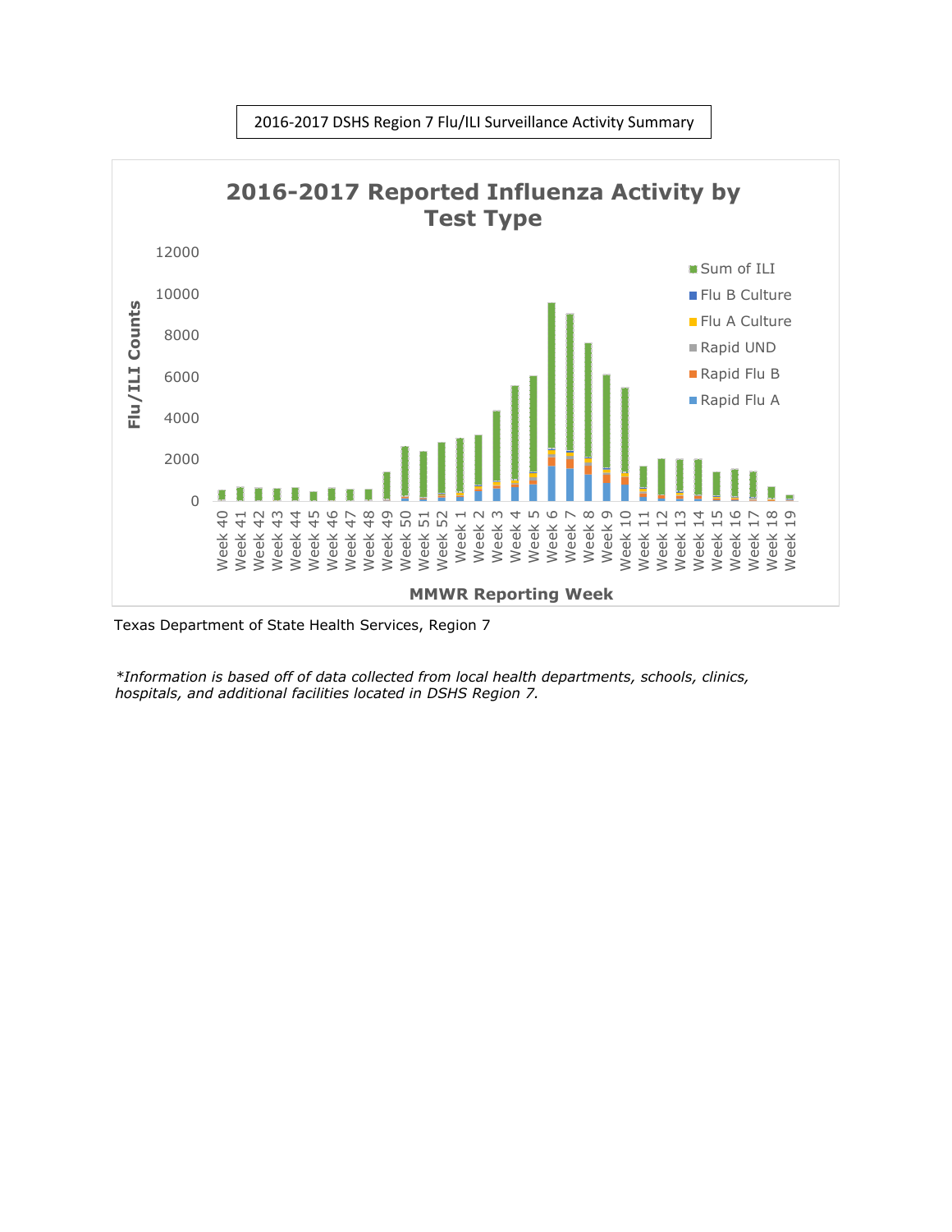2016-2017 DSHS Region 7 Flu/ILI Surveillance Activity Summary

**2016-2017 Reported Influenza Activity by Test Type**

Texas Department of State Health Services, Region 7

*\*Information is based off of data collected from local health departments, schools, clinics, hospitals, and additional facilities located in DSHS Region 7.*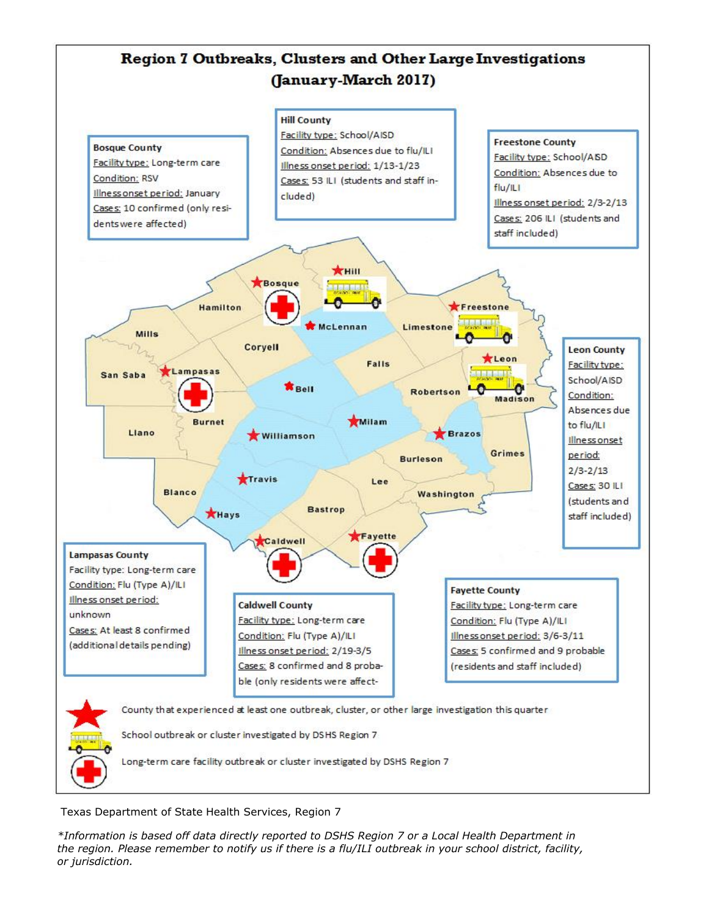## Region 7 Outbreaks, Clusters and Other Large Investigations (January-March 2017)

**Bosque County**
Facility type: Long-term care
Condition: RSV
Illness onset period: January
Cases: 10 confirmed (only residents were affected)

**Hill County**
Facility type: School/AISD
Condition: Absences due to flu/ILI
Illness onset period: 1/13-1/23
Cases: 53 ILI (students and staff included)

**Freestone County**
Facility type: School/AISD
Condition: Absences due to flu/ILI
Illness onset period: 2/3-2/13
Cases: 206 ILI (students and staff included)

**Leon County**
Facility type: School/AISD
Condition: Absences due to flu/ILI
Illness onset period: 2/3-2/13
Cases: 30 ILI (students and staff included)

**Lampasas County**
Facility type: Long-term care
Condition: Flu (Type A)/ILI
Illness onset period: unknown
Cases: At least 8 confirmed (additional details pending)

**Caldwell County**
Facility type: Long-term care
Condition: Flu (Type A)/ILI
Illness onset period: 2/19-3/5
Cases: 8 confirmed and 8 probable (only residents were affect-

**Fayette County**
Facility type: Long-term care
Condition: Flu (Type A)/ILI
Illness onset period: 3/6-3/11
Cases: 5 confirmed and 9 probable (residents and staff included)

Legend:
- ★ County that experienced at least one outbreak, cluster, or other large investigation this quarter
- School bus: School outbreak or cluster investigated by DSHS Region 7
- Red cross: Long-term care facility outbreak or cluster investigated by DSHS Region 7

Texas Department of State Health Services, Region 7

*\*Information is based off data directly reported to DSHS Region 7 or a Local Health Department in the region. Please remember to notify us if there is a flu/ILI outbreak in your school district, facility, or jurisdiction.*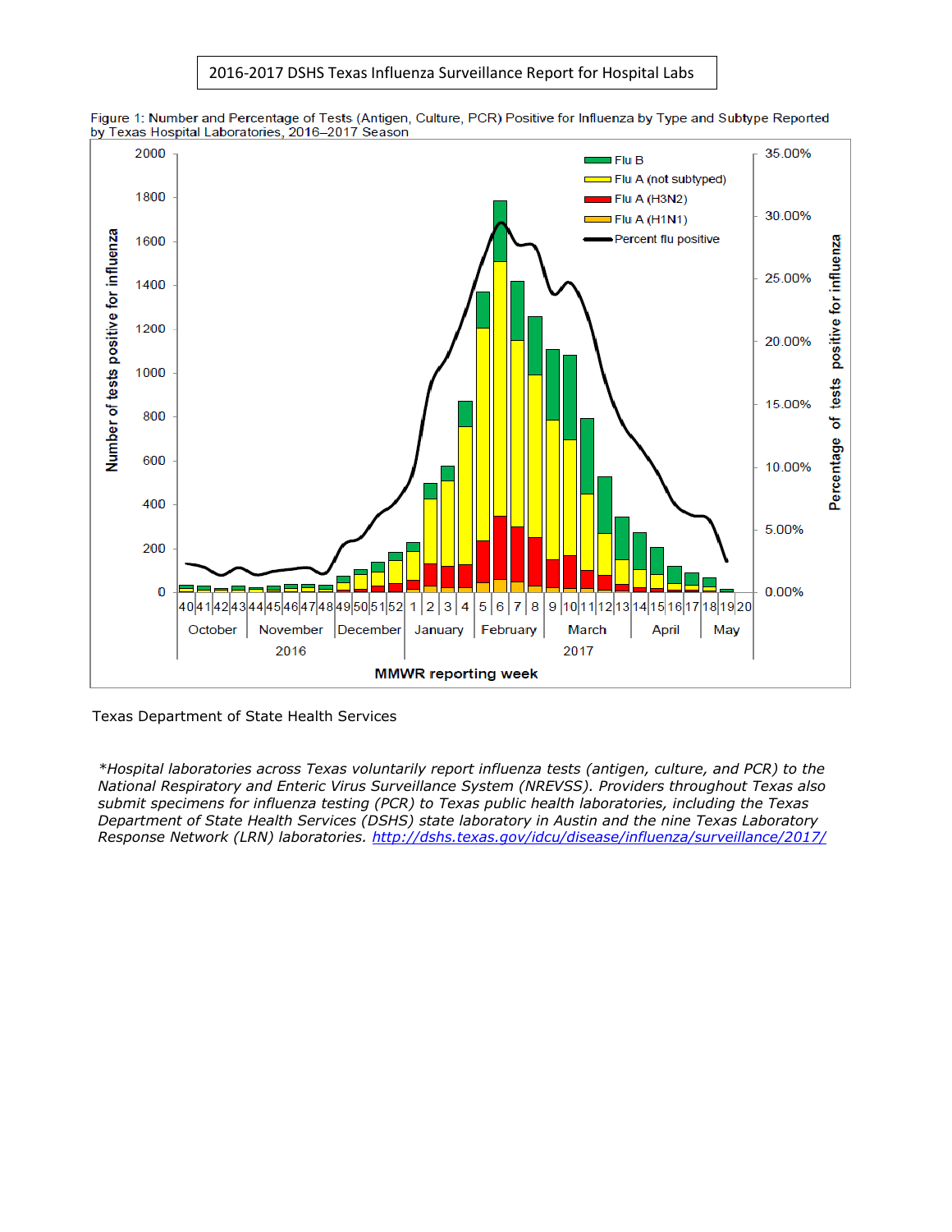2016-2017 DSHS Texas Influenza Surveillance Report for Hospital Labs

Figure 1: Number and Percentage of Tests (Antigen, Culture, PCR) Positive for Influenza by Type and Subtype Reported by Texas Hospital Laboratories, 2016–2017 Season

Texas Department of State Health Services

*\*Hospital laboratories across Texas voluntarily report influenza tests (antigen, culture, and PCR) to the National Respiratory and Enteric Virus Surveillance System (NREVSS). Providers throughout Texas also submit specimens for influenza testing (PCR) to Texas public health laboratories, including the Texas Department of State Health Services (DSHS) state laboratory in Austin and the nine Texas Laboratory Response Network (LRN) laboratories.* [http://dshs.texas.gov/idcu/disease/influenza/surveillance/2017/](http://dshs.texas.gov/idcu/disease/influenza/surveillance/2017/)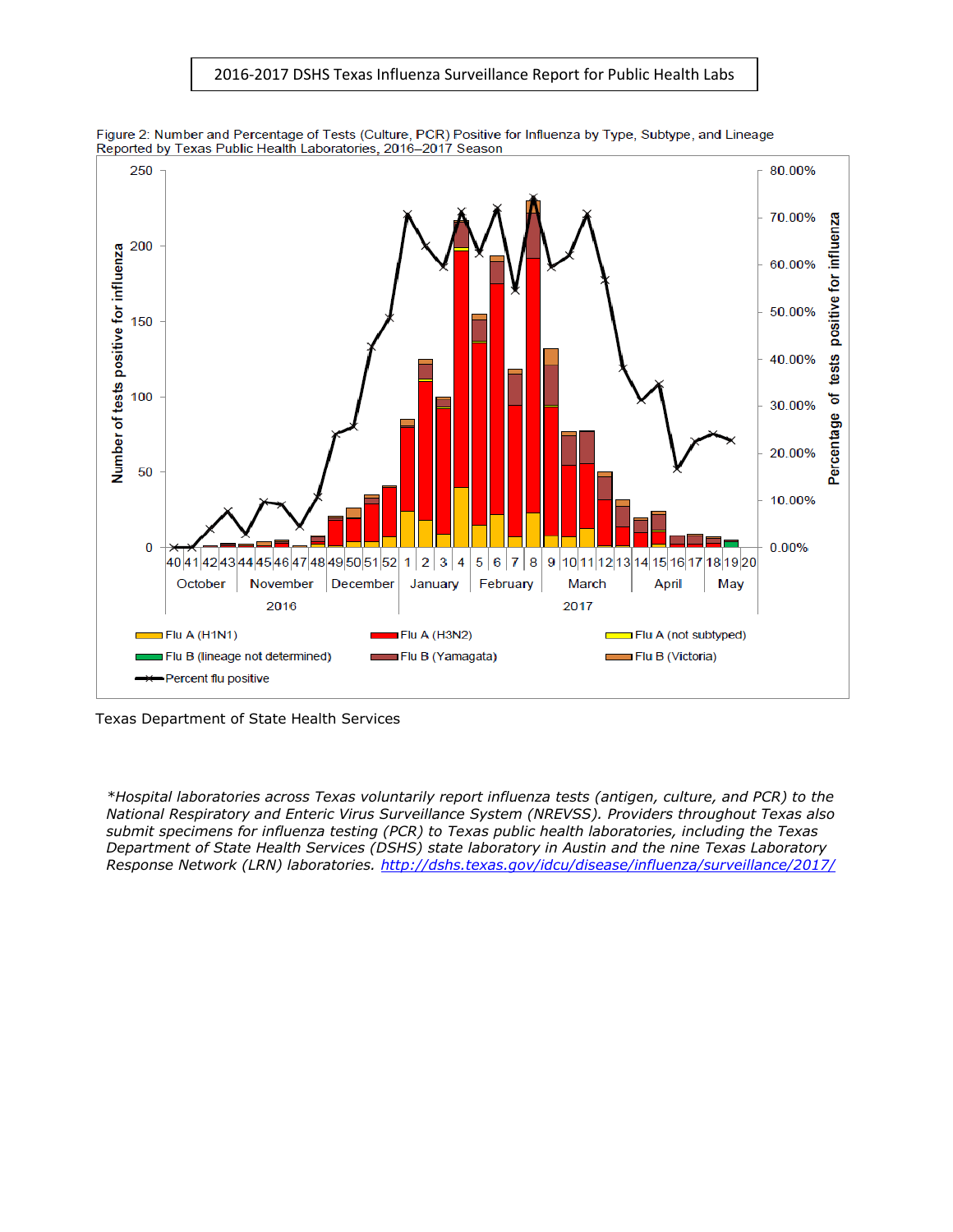2016-2017 DSHS Texas Influenza Surveillance Report for Public Health Labs

Figure 2: Number and Percentage of Tests (Culture, PCR) Positive for Influenza by Type, Subtype, and Lineage Reported by Texas Public Health Laboratories, 2016–2017 Season

Texas Department of State Health Services

*Hospital laboratories across Texas voluntarily report influenza tests (antigen, culture, and PCR) to the National Respiratory and Enteric Virus Surveillance System (NREVSS). Providers throughout Texas also submit specimens for influenza testing (PCR) to Texas public health laboratories, including the Texas Department of State Health Services (DSHS) state laboratory in Austin and the nine Texas Laboratory Response Network (LRN) laboratories. [http://dshs.texas.gov/idcu/disease/influenza/surveillance/2017/](http://dshs.texas.gov/idcu/disease/influenza/surveillance/2017/)*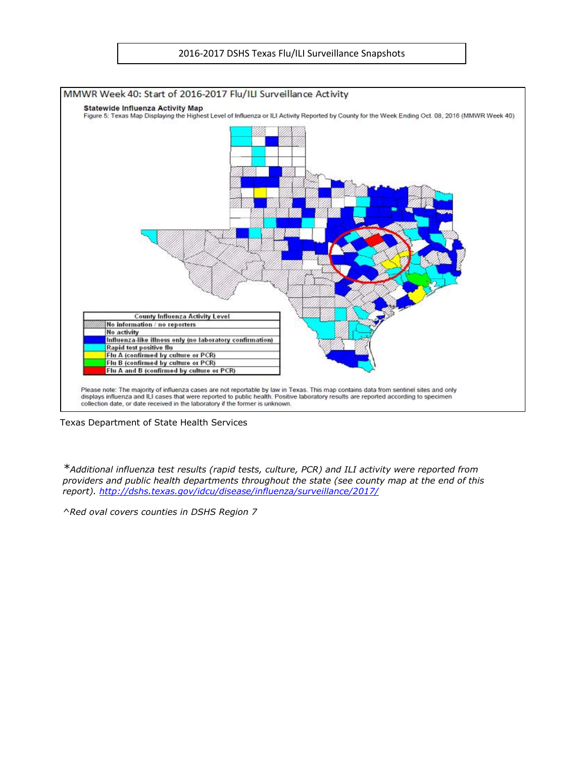2016-2017 DSHS Texas Flu/ILI Surveillance Snapshots

## MMWR Week 40: Start of 2016-2017 Flu/ILI Surveillance Activity

**Statewide Influenza Activity Map**

Figure 5: Texas Map Displaying the Highest Level of Influenza or ILI Activity Reported by County for the Week Ending Oct. 08, 2016 (MMWR Week 40)

| County Influenza Activity Level |
| --- |
| No information / no reporters |
| No activity |
| Influenza-like illness only (no laboratory confirmation) |
| Rapid test positive flu |
| Flu A (confirmed by culture or PCR) |
| Flu B (confirmed by culture or PCR) |
| Flu A and B (confirmed by culture or PCR) |

Please note: The majority of influenza cases are not reportable by law in Texas. This map contains data from sentinel sites and only displays influenza and ILI cases that were reported to public health. Positive laboratory results are reported according to specimen collection date, or date received in the laboratory if the former is unknown.

Texas Department of State Health Services

**Additional influenza test results (rapid tests, culture, PCR) and ILI activity were reported from providers and public health departments throughout the state (see county map at the end of this report). http://dshs.texas.gov/idcu/disease/influenza/surveillance/2017/*

*^Red oval covers counties in DSHS Region 7*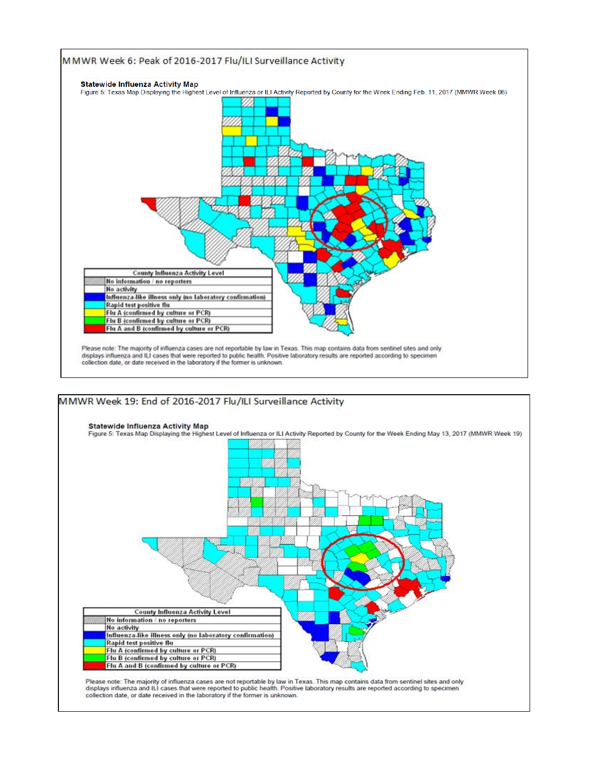MMWR Week 6: Peak of 2016-2017 Flu/ILI Surveillance Activity

**Statewide Influenza Activity Map**

Figure 5: Texas Map Displaying the Highest Level of Influenza or ILI Activity Reported by County for the Week Ending Feb. 11, 2017 (MMWR Week 06)

County Influenza Activity Level

No information / no reporters

No activity

Influenza-like illness only (no laboratory confirmation)

Rapid test positive flu

Flu A (confirmed by culture or PCR)

Flu B (confirmed by culture or PCR)

Flu A and B (confirmed by culture or PCR)

Please note: The majority of influenza cases are not reportable by law in Texas. This map contains data from sentinel sites and only displays influenza and ILI cases that were reported to public health. Positive laboratory results are reported according to specimen collection date, or date received in the laboratory if the former is unknown.

MMWR Week 19: End of 2016-2017 Flu/ILI Surveillance Activity

**Statewide Influenza Activity Map**

Figure 5: Texas Map Displaying the Highest Level of Influenza or ILI Activity Reported by County for the Week Ending May 13, 2017 (MMWR Week 19)

County Influenza Activity Level

No information / no reporters

No activity

Influenza-like illness only (no laboratory confirmation)

Rapid test positive flu

Flu A (confirmed by culture or PCR)

Flu B (confirmed by culture or PCR)

Flu A and B (confirmed by culture or PCR)

Please note: The majority of influenza cases are not reportable by law in Texas. This map contains data from sentinel sites and only displays influenza and ILI cases that were reported to public health. Positive laboratory results are reported according to specimen collection date, or date received in the laboratory if the former is unknown.